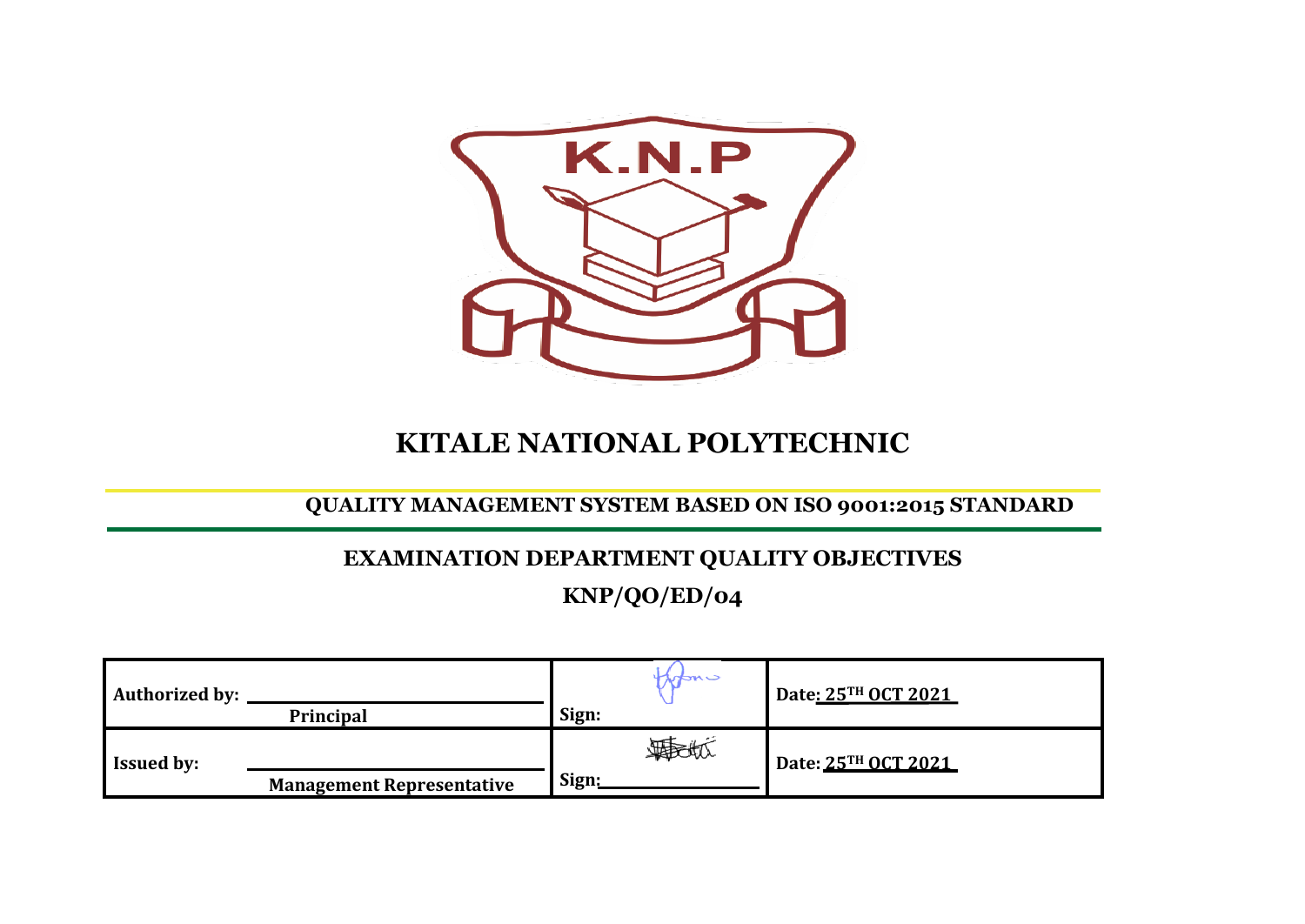# KITALE NATIONAL POLYTECHNIC

## QUALITY MANAGEMENT SYSTEM BASED ON ISO 9001:2015 STANDARD

## EXAMINATION DEPARTMENT QUALITY OBJECTIVES

## KNP/QO/ED/04

| | | |
|---|---|---|
| **Authorized by:** ______________ **Principal** | **Sign:** | **Date: 25TH OCT 2021** |
| **Issued by:** ______________ **Management Representative** | **Sign:** ______________ | **Date: 25TH OCT 2021** |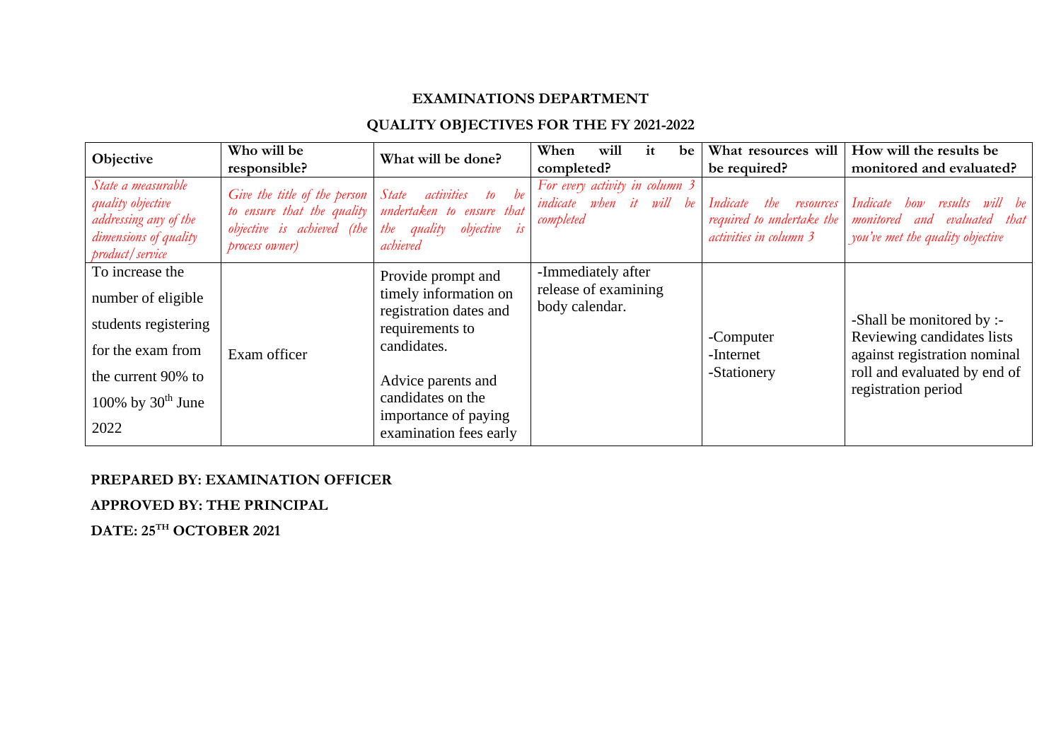**EXAMINATIONS DEPARTMENT**

**QUALITY OBJECTIVES FOR THE FY 2021-2022**

| Objective | Who will be responsible? | What will be done? | When will it be completed? | What resources will be required? | How will the results be monitored and evaluated? |
|---|---|---|---|---|---|
| *State a measurable quality objective addressing any of the dimensions of quality product/service* | *Give the title of the person to ensure that the quality objective is achieved (the process owner)* | *State activities to be undertaken to ensure that the quality objective is achieved* | *For every activity in column 3 indicate when it will be completed* | *Indicate the resources required to undertake the activities in column 3* | *Indicate how results will be monitored and evaluated that you've met the quality objective* |
| To increase the number of eligible students registering for the exam from the current 90% to 100% by 30th June 2022 | Exam officer | Provide prompt and timely information on registration dates and requirements to candidates.<br><br>Advice parents and candidates on the importance of paying examination fees early | -Immediately after release of examining body calendar. | -Computer<br>-Internet<br>-Stationery | -Shall be monitored by :- Reviewing candidates lists against registration nominal roll and evaluated by end of registration period |

**PREPARED BY: EXAMINATION OFFICER**

**APPROVED BY: THE PRINCIPAL**

**DATE: 25TH OCTOBER 2021**